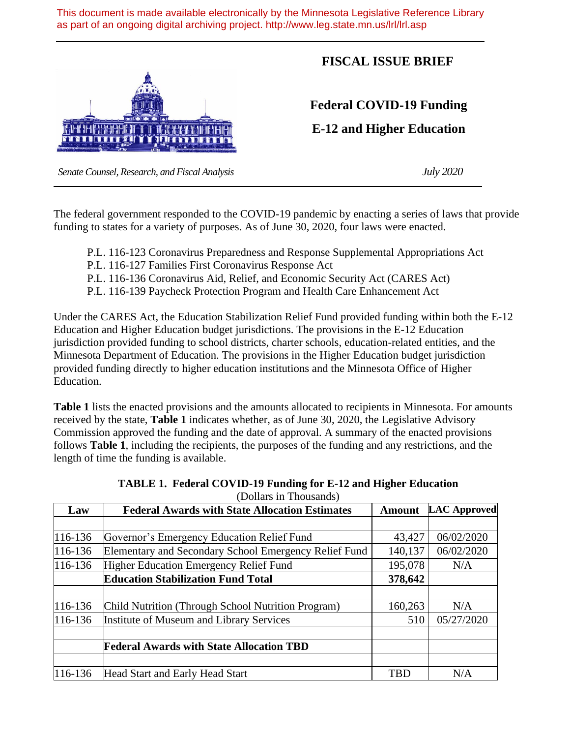This document is made available electronically by the Minnesota Legislative Reference Library as part of an ongoing digital archiving project. http://www.leg.state.mn.us/lrl/lrl.asp

# FISCAL ISSUE BRIEF

## Federal COVID-19 Funding

## E-12 and Higher Education

*Senate Counsel, Research, and Fiscal Analysis*

*July 2020*

The federal government responded to the COVID-19 pandemic by enacting a series of laws that provide funding to states for a variety of purposes. As of June 30, 2020, four laws were enacted.

- P.L. 116-123 Coronavirus Preparedness and Response Supplemental Appropriations Act
- P.L. 116-127 Families First Coronavirus Response Act
- P.L. 116-136 Coronavirus Aid, Relief, and Economic Security Act (CARES Act)
- P.L. 116-139 Paycheck Protection Program and Health Care Enhancement Act

Under the CARES Act, the Education Stabilization Relief Fund provided funding within both the E-12 Education and Higher Education budget jurisdictions. The provisions in the E-12 Education jurisdiction provided funding to school districts, charter schools, education-related entities, and the Minnesota Department of Education. The provisions in the Higher Education budget jurisdiction provided funding directly to higher education institutions and the Minnesota Office of Higher Education.

**Table 1** lists the enacted provisions and the amounts allocated to recipients in Minnesota. For amounts received by the state, **Table 1** indicates whether, as of June 30, 2020, the Legislative Advisory Commission approved the funding and the date of approval. A summary of the enacted provisions follows **Table 1**, including the recipients, the purposes of the funding and any restrictions, and the length of time the funding is available.

**TABLE 1. Federal COVID-19 Funding for E-12 and Higher Education**
(Dollars in Thousands)

| Law | Federal Awards with State Allocation Estimates | Amount | LAC Approved |
|---|---|---|---|
| | | | |
| 116-136 | Governor's Emergency Education Relief Fund | 43,427 | 06/02/2020 |
| 116-136 | Elementary and Secondary School Emergency Relief Fund | 140,137 | 06/02/2020 |
| 116-136 | Higher Education Emergency Relief Fund | 195,078 | N/A |
| | **Education Stabilization Fund Total** | **378,642** | |
| | | | |
| 116-136 | Child Nutrition (Through School Nutrition Program) | 160,263 | N/A |
| 116-136 | Institute of Museum and Library Services | 510 | 05/27/2020 |
| | | | |
| | **Federal Awards with State Allocation TBD** | | |
| | | | |
| 116-136 | Head Start and Early Head Start | TBD | N/A |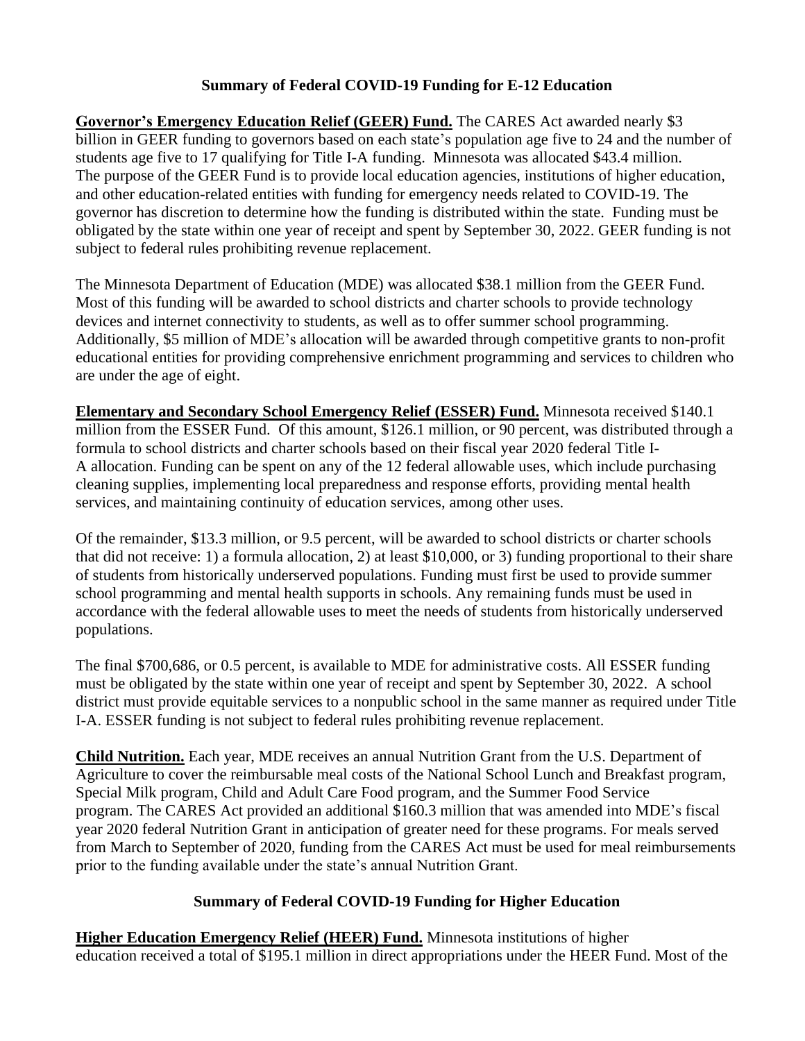## Summary of Federal COVID-19 Funding for E-12 Education

**Governor's Emergency Education Relief (GEER) Fund.** The CARES Act awarded nearly $3 billion in GEER funding to governors based on each state's population age five to 24 and the number of students age five to 17 qualifying for Title I-A funding. Minnesota was allocated $43.4 million. The purpose of the GEER Fund is to provide local education agencies, institutions of higher education, and other education-related entities with funding for emergency needs related to COVID-19. The governor has discretion to determine how the funding is distributed within the state. Funding must be obligated by the state within one year of receipt and spent by September 30, 2022. GEER funding is not subject to federal rules prohibiting revenue replacement.

The Minnesota Department of Education (MDE) was allocated $38.1 million from the GEER Fund. Most of this funding will be awarded to school districts and charter schools to provide technology devices and internet connectivity to students, as well as to offer summer school programming. Additionally, $5 million of MDE's allocation will be awarded through competitive grants to non-profit educational entities for providing comprehensive enrichment programming and services to children who are under the age of eight.

**Elementary and Secondary School Emergency Relief (ESSER) Fund.** Minnesota received $140.1 million from the ESSER Fund. Of this amount, $126.1 million, or 90 percent, was distributed through a formula to school districts and charter schools based on their fiscal year 2020 federal Title I-A allocation. Funding can be spent on any of the 12 federal allowable uses, which include purchasing cleaning supplies, implementing local preparedness and response efforts, providing mental health services, and maintaining continuity of education services, among other uses.

Of the remainder, $13.3 million, or 9.5 percent, will be awarded to school districts or charter schools that did not receive: 1) a formula allocation, 2) at least $10,000, or 3) funding proportional to their share of students from historically underserved populations. Funding must first be used to provide summer school programming and mental health supports in schools. Any remaining funds must be used in accordance with the federal allowable uses to meet the needs of students from historically underserved populations.

The final $700,686, or 0.5 percent, is available to MDE for administrative costs. All ESSER funding must be obligated by the state within one year of receipt and spent by September 30, 2022. A school district must provide equitable services to a nonpublic school in the same manner as required under Title I-A. ESSER funding is not subject to federal rules prohibiting revenue replacement.

**Child Nutrition.** Each year, MDE receives an annual Nutrition Grant from the U.S. Department of Agriculture to cover the reimbursable meal costs of the National School Lunch and Breakfast program, Special Milk program, Child and Adult Care Food program, and the Summer Food Service program. The CARES Act provided an additional $160.3 million that was amended into MDE's fiscal year 2020 federal Nutrition Grant in anticipation of greater need for these programs. For meals served from March to September of 2020, funding from the CARES Act must be used for meal reimbursements prior to the funding available under the state's annual Nutrition Grant.

## Summary of Federal COVID-19 Funding for Higher Education

**Higher Education Emergency Relief (HEER) Fund.** Minnesota institutions of higher education received a total of $195.1 million in direct appropriations under the HEER Fund. Most of the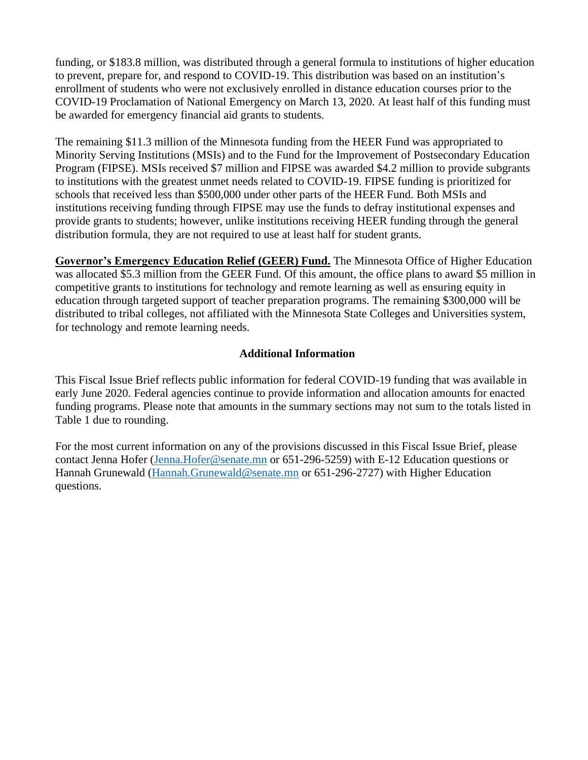funding, or $183.8 million, was distributed through a general formula to institutions of higher education to prevent, prepare for, and respond to COVID-19. This distribution was based on an institution's enrollment of students who were not exclusively enrolled in distance education courses prior to the COVID-19 Proclamation of National Emergency on March 13, 2020. At least half of this funding must be awarded for emergency financial aid grants to students.

The remaining $11.3 million of the Minnesota funding from the HEER Fund was appropriated to Minority Serving Institutions (MSIs) and to the Fund for the Improvement of Postsecondary Education Program (FIPSE). MSIs received $7 million and FIPSE was awarded $4.2 million to provide subgrants to institutions with the greatest unmet needs related to COVID-19. FIPSE funding is prioritized for schools that received less than $500,000 under other parts of the HEER Fund. Both MSIs and institutions receiving funding through FIPSE may use the funds to defray institutional expenses and provide grants to students; however, unlike institutions receiving HEER funding through the general distribution formula, they are not required to use at least half for student grants.

**Governor's Emergency Education Relief (GEER) Fund.** The Minnesota Office of Higher Education was allocated $5.3 million from the GEER Fund. Of this amount, the office plans to award $5 million in competitive grants to institutions for technology and remote learning as well as ensuring equity in education through targeted support of teacher preparation programs. The remaining $300,000 will be distributed to tribal colleges, not affiliated with the Minnesota State Colleges and Universities system, for technology and remote learning needs.

## Additional Information

This Fiscal Issue Brief reflects public information for federal COVID-19 funding that was available in early June 2020. Federal agencies continue to provide information and allocation amounts for enacted funding programs. Please note that amounts in the summary sections may not sum to the totals listed in Table 1 due to rounding.

For the most current information on any of the provisions discussed in this Fiscal Issue Brief, please contact Jenna Hofer (Jenna.Hofer@senate.mn or 651-296-5259) with E-12 Education questions or Hannah Grunewald (Hannah.Grunewald@senate.mn or 651-296-2727) with Higher Education questions.